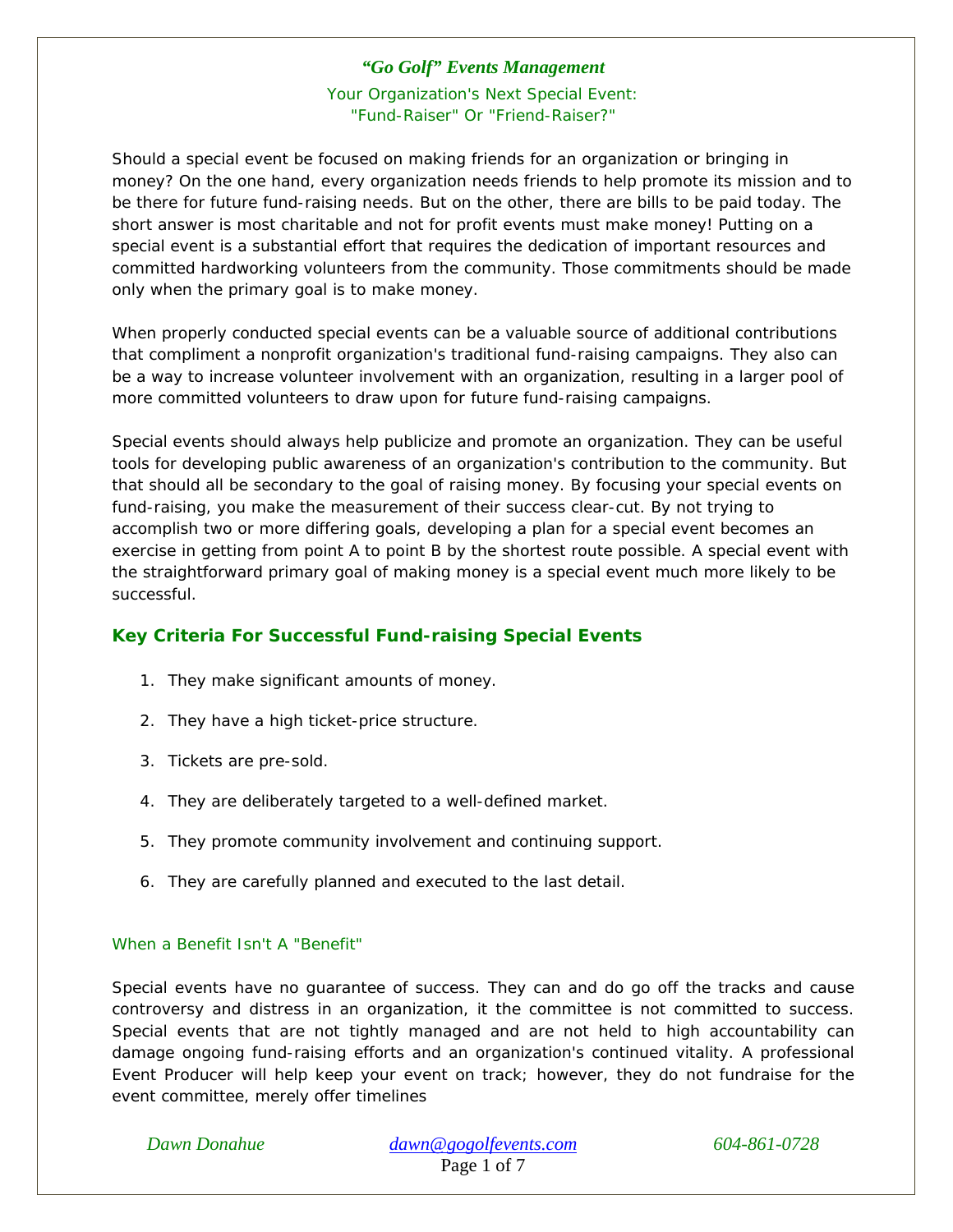# *"Go Golf" Events Management*

## Your Organization's Next Special Event: "Fund-Raiser" Or "Friend-Raiser?"

Should a special event be focused on making friends for an organization or bringing in money? On the one hand, every organization needs friends to help promote its mission and to be there for future fund-raising needs. But on the other, there are bills to be paid today. The short answer is most charitable and not for profit events must make money! Putting on a special event is a substantial effort that requires the dedication of important resources and committed hardworking volunteers from the community. Those commitments should be made only when the primary goal is to make money.

When properly conducted special events can be a valuable source of additional contributions that compliment a nonprofit organization's traditional fund-raising campaigns. They also can be a way to increase volunteer involvement with an organization, resulting in a larger pool of more committed volunteers to draw upon for future fund-raising campaigns.

Special events should always help publicize and promote an organization. They can be useful tools for developing public awareness of an organization's contribution to the community. But that should all be secondary to the goal of raising money. By focusing your special events on fund-raising, you make the measurement of their success clear-cut. By not trying to accomplish two or more differing goals, developing a plan for a special event becomes an exercise in getting from point A to point B by the shortest route possible. A special event with the straightforward primary goal of making money is a special event much more likely to be successful.

### Key Criteria For Successful Fund-raising Special Events

1. They make significant amounts of money.
2. They have a high ticket-price structure.
3. Tickets are pre-sold.
4. They are deliberately targeted to a well-defined market.
5. They promote community involvement and continuing support.
6. They are carefully planned and executed to the last detail.

#### When a Benefit Isn't A "Benefit"

Special events have no guarantee of success. They can and do go off the tracks and cause controversy and distress in an organization, it the committee is not committed to success. Special events that are not tightly managed and are not held to high accountability can damage ongoing fund-raising efforts and an organization's continued vitality. A professional Event Producer will help keep your event on track; however, they do not fundraise for the event committee, merely offer timelines

*Dawn Donahue* dawn@gogolfevents.com *604-861-0728*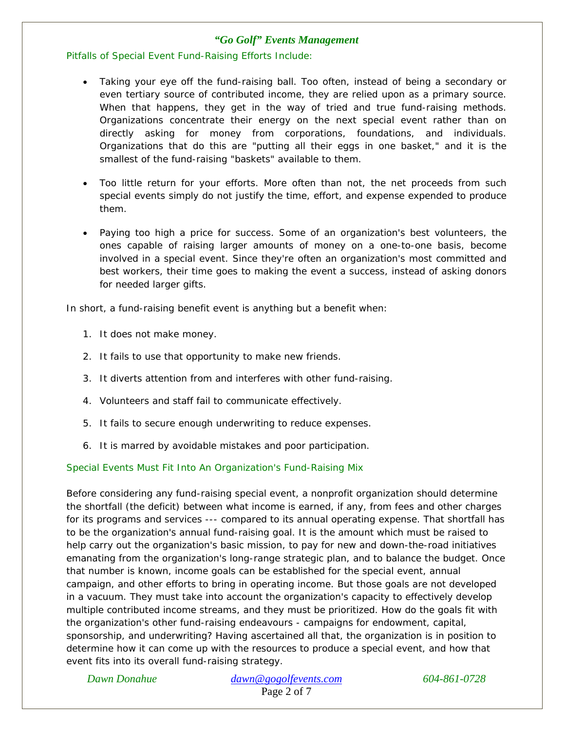## Pitfalls of Special Event Fund-Raising Efforts Include:

- Taking your eye off the fund-raising ball. Too often, instead of being a secondary or even tertiary source of contributed income, they are relied upon as a primary source. When that happens, they get in the way of tried and true fund-raising methods. Organizations concentrate their energy on the next special event rather than on directly asking for money from corporations, foundations, and individuals. Organizations that do this are "putting all their eggs in one basket," and it is the smallest of the fund-raising "baskets" available to them.

- Too little return for your efforts. More often than not, the net proceeds from such special events simply do not justify the time, effort, and expense expended to produce them.

- Paying too high a price for success. Some of an organization's best volunteers, the ones capable of raising larger amounts of money on a one-to-one basis, become involved in a special event. Since they're often an organization's most committed and best workers, their time goes to making the event a success, instead of asking donors for needed larger gifts.

In short, a fund-raising benefit event is anything but a benefit when:

1. It does not make money.
2. It fails to use that opportunity to make new friends.
3. It diverts attention from and interferes with other fund-raising.
4. Volunteers and staff fail to communicate effectively.
5. It fails to secure enough underwriting to reduce expenses.
6. It is marred by avoidable mistakes and poor participation.

## Special Events Must Fit Into An Organization's Fund-Raising Mix

Before considering any fund-raising special event, a nonprofit organization should determine the shortfall (the deficit) between what income is earned, if any, from fees and other charges for its programs and services --- compared to its annual operating expense. That shortfall has to be the organization's annual fund-raising goal. It is the amount which must be raised to help carry out the organization's basic mission, to pay for new and down-the-road initiatives emanating from the organization's long-range strategic plan, and to balance the budget. Once that number is known, income goals can be established for the special event, annual campaign, and other efforts to bring in operating income. But those goals are not developed in a vacuum. They must take into account the organization's capacity to effectively develop multiple contributed income streams, and they must be prioritized. How do the goals fit with the organization's other fund-raising endeavours - campaigns for endowment, capital, sponsorship, and underwriting? Having ascertained all that, the organization is in position to determine how it can come up with the resources to produce a special event, and how that event fits into its overall fund-raising strategy.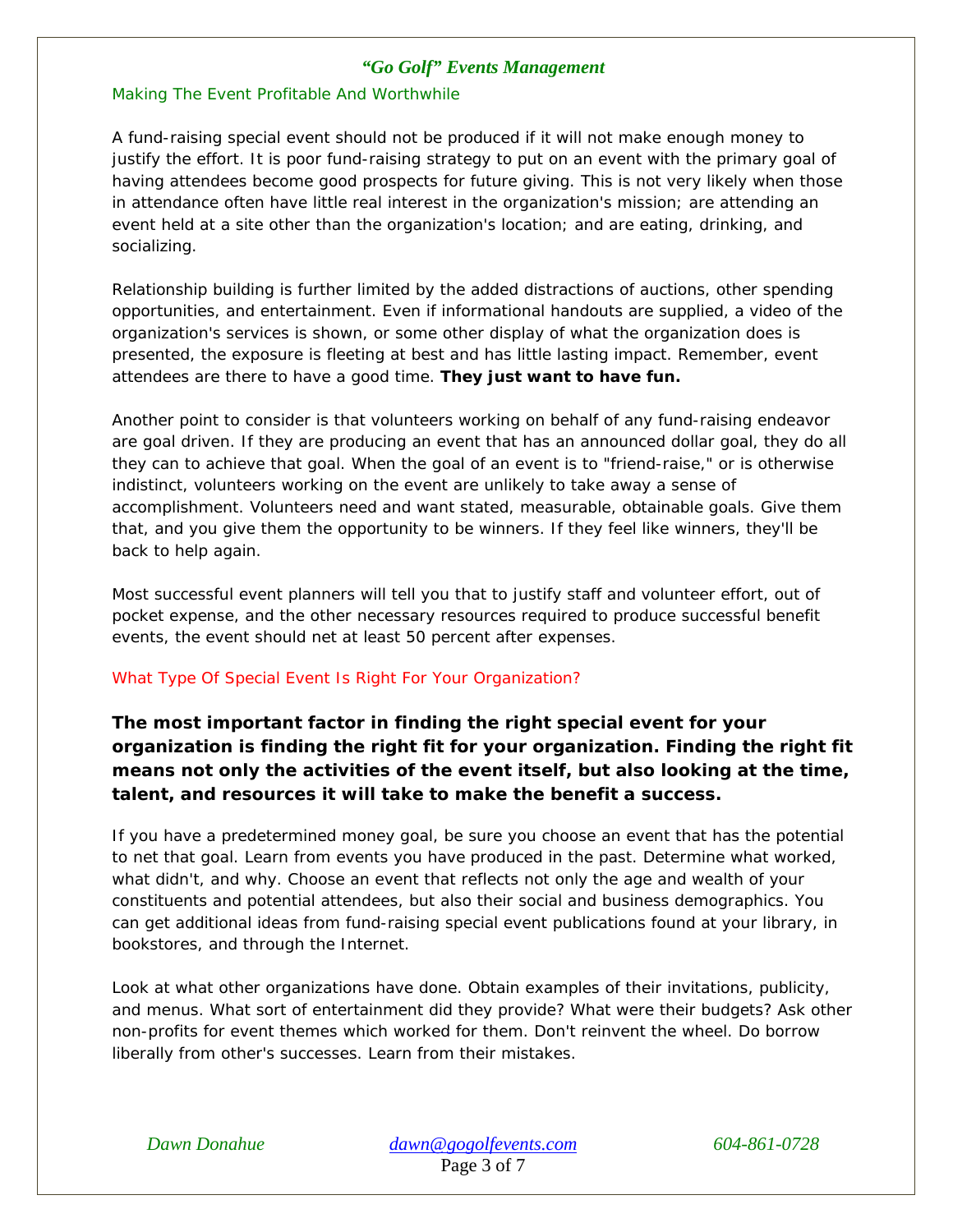## Making The Event Profitable And Worthwhile

A fund-raising special event should not be produced if it will not make enough money to justify the effort. It is poor fund-raising strategy to put on an event with the primary goal of having attendees become good prospects for future giving. This is not very likely when those in attendance often have little real interest in the organization's mission; are attending an event held at a site other than the organization's location; and are eating, drinking, and socializing.

Relationship building is further limited by the added distractions of auctions, other spending opportunities, and entertainment. Even if informational handouts are supplied, a video of the organization's services is shown, or some other display of what the organization does is presented, the exposure is fleeting at best and has little lasting impact. Remember, event attendees are there to have a good time. **They just want to have fun.**

Another point to consider is that volunteers working on behalf of any fund-raising endeavor are goal driven. If they are producing an event that has an announced dollar goal, they do all they can to achieve that goal. When the goal of an event is to "friend-raise," or is otherwise indistinct, volunteers working on the event are unlikely to take away a sense of accomplishment. Volunteers need and want stated, measurable, obtainable goals. Give them that, and you give them the opportunity to be winners. If they feel like winners, they'll be back to help again.

Most successful event planners will tell you that to justify staff and volunteer effort, out of pocket expense, and the other necessary resources required to produce successful benefit events, the event should net at least 50 percent after expenses.

## What Type Of Special Event Is Right For Your Organization?

**The most important factor in finding the right special event for your organization is finding the right fit for your organization. Finding the right fit means not only the activities of the event itself, but also looking at the time, talent, and resources it will take to make the benefit a success.**

If you have a predetermined money goal, be sure you choose an event that has the potential to net that goal. Learn from events you have produced in the past. Determine what worked, what didn't, and why. Choose an event that reflects not only the age and wealth of your constituents and potential attendees, but also their social and business demographics. You can get additional ideas from fund-raising special event publications found at your library, in bookstores, and through the Internet.

Look at what other organizations have done. Obtain examples of their invitations, publicity, and menus. What sort of entertainment did they provide? What were their budgets? Ask other non-profits for event themes which worked for them. Don't reinvent the wheel. Do borrow liberally from other's successes. Learn from their mistakes.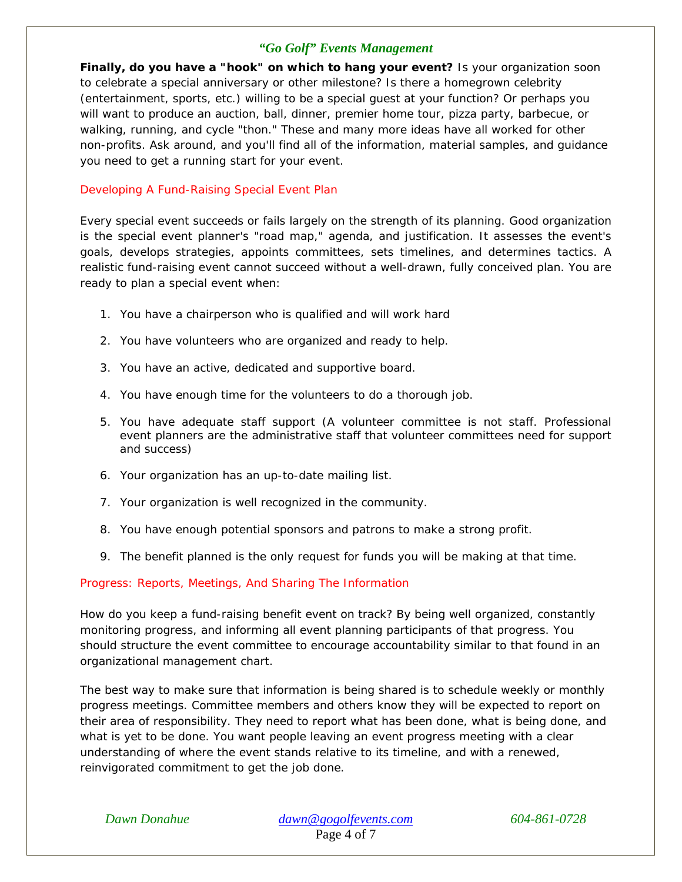**Finally, do you have a "hook" on which to hang your event?** Is your organization soon to celebrate a special anniversary or other milestone? Is there a homegrown celebrity (entertainment, sports, etc.) willing to be a special guest at your function? Or perhaps you will want to produce an auction, ball, dinner, premier home tour, pizza party, barbecue, or walking, running, and cycle "thon." These and many more ideas have all worked for other non-profits. Ask around, and you'll find all of the information, material samples, and guidance you need to get a running start for your event.

## Developing A Fund-Raising Special Event Plan

Every special event succeeds or fails largely on the strength of its planning. Good organization is the special event planner's "road map," agenda, and justification. It assesses the event's goals, develops strategies, appoints committees, sets timelines, and determines tactics. A realistic fund-raising event cannot succeed without a well-drawn, fully conceived plan. You are ready to plan a special event when:

1. You have a chairperson who is qualified and will work hard
2. You have volunteers who are organized and ready to help.
3. You have an active, dedicated and supportive board.
4. You have enough time for the volunteers to do a thorough job.
5. You have adequate staff support (A volunteer committee is not staff. Professional event planners are the administrative staff that volunteer committees need for support and success)
6. Your organization has an up-to-date mailing list.
7. Your organization is well recognized in the community.
8. You have enough potential sponsors and patrons to make a strong profit.
9. The benefit planned is the only request for funds you will be making at that time.

## Progress: Reports, Meetings, And Sharing The Information

How do you keep a fund-raising benefit event on track? By being well organized, constantly monitoring progress, and informing all event planning participants of that progress. You should structure the event committee to encourage accountability similar to that found in an organizational management chart.

The best way to make sure that information is being shared is to schedule weekly or monthly progress meetings. Committee members and others know they will be expected to report on their area of responsibility. They need to report what has been done, what is being done, and what is yet to be done. You want people leaving an event progress meeting with a clear understanding of where the event stands relative to its timeline, and with a renewed, reinvigorated commitment to get the job done.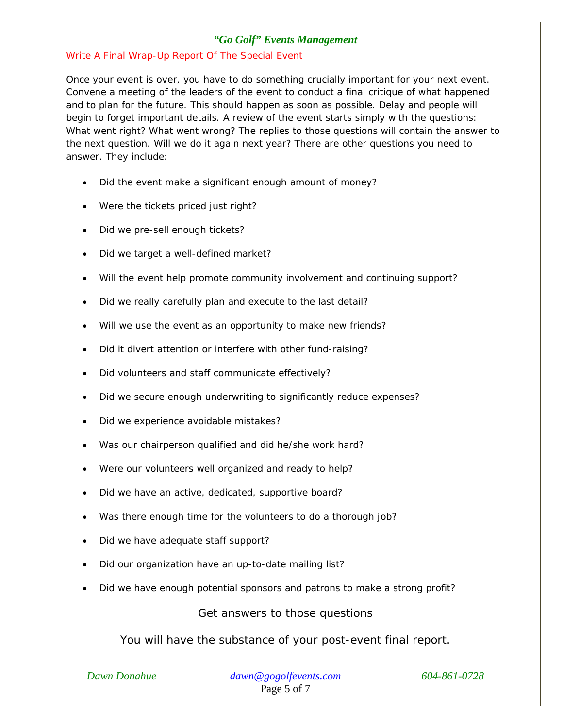## Write A Final Wrap-Up Report Of The Special Event

Once your event is over, you have to do something crucially important for your next event. Convene a meeting of the leaders of the event to conduct a final critique of what happened and to plan for the future. This should happen as soon as possible. Delay and people will begin to forget important details. A review of the event starts simply with the questions: What went right? What went wrong? The replies to those questions will contain the answer to the next question. Will we do it again next year? There are other questions you need to answer. They include:

- Did the event make a significant enough amount of money?
- Were the tickets priced just right?
- Did we pre-sell enough tickets?
- Did we target a well-defined market?
- Will the event help promote community involvement and continuing support?
- Did we really carefully plan and execute to the last detail?
- Will we use the event as an opportunity to make new friends?
- Did it divert attention or interfere with other fund-raising?
- Did volunteers and staff communicate effectively?
- Did we secure enough underwriting to significantly reduce expenses?
- Did we experience avoidable mistakes?
- Was our chairperson qualified and did he/she work hard?
- Were our volunteers well organized and ready to help?
- Did we have an active, dedicated, supportive board?
- Was there enough time for the volunteers to do a thorough job?
- Did we have adequate staff support?
- Did our organization have an up-to-date mailing list?
- Did we have enough potential sponsors and patrons to make a strong profit?

Get answers to those questions

You will have the substance of your post-event final report.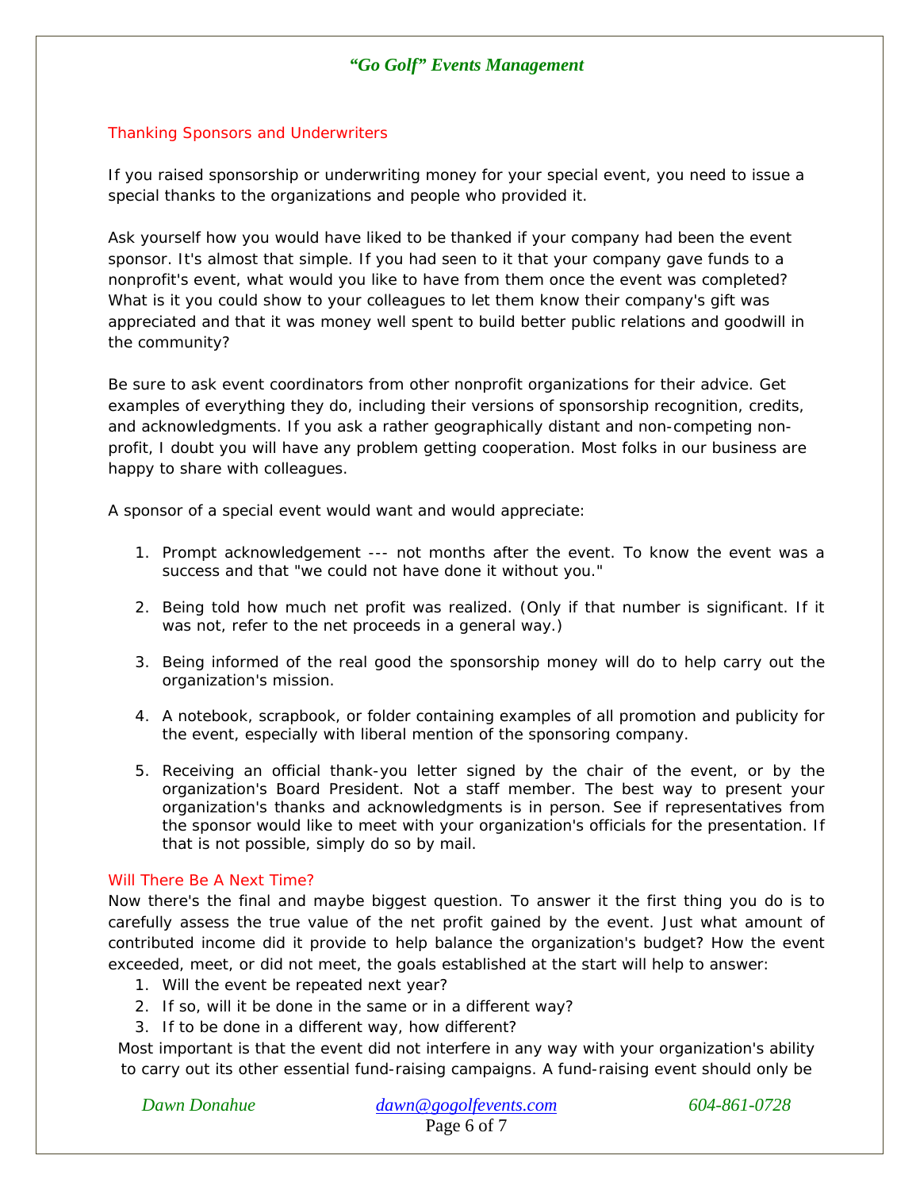## Thanking Sponsors and Underwriters

If you raised sponsorship or underwriting money for your special event, you need to issue a special thanks to the organizations and people who provided it.

Ask yourself how you would have liked to be thanked if your company had been the event sponsor. It's almost that simple. If you had seen to it that your company gave funds to a nonprofit's event, what would you like to have from them once the event was completed? What is it you could show to your colleagues to let them know their company's gift was appreciated and that it was money well spent to build better public relations and goodwill in the community?

Be sure to ask event coordinators from other nonprofit organizations for their advice. Get examples of everything they do, including their versions of sponsorship recognition, credits, and acknowledgments. If you ask a rather geographically distant and non-competing non-profit, I doubt you will have any problem getting cooperation. Most folks in our business are happy to share with colleagues.

A sponsor of a special event would want and would appreciate:

1. Prompt acknowledgement --- not months after the event. To know the event was a success and that "we could not have done it without you."

2. Being told how much net profit was realized. (Only if that number is significant. If it was not, refer to the net proceeds in a general way.)

3. Being informed of the real good the sponsorship money will do to help carry out the organization's mission.

4. A notebook, scrapbook, or folder containing examples of all promotion and publicity for the event, especially with liberal mention of the sponsoring company.

5. Receiving an official thank-you letter signed by the chair of the event, or by the organization's Board President. Not a staff member. The best way to present your organization's thanks and acknowledgments is in person. See if representatives from the sponsor would like to meet with your organization's officials for the presentation. If that is not possible, simply do so by mail.

## Will There Be A Next Time?

Now there's the final and maybe biggest question. To answer it the first thing you do is to carefully assess the true value of the net profit gained by the event. Just what amount of contributed income did it provide to help balance the organization's budget? How the event exceeded, meet, or did not meet, the goals established at the start will help to answer:

1. Will the event be repeated next year?
2. If so, will it be done in the same or in a different way?
3. If to be done in a different way, how different?

Most important is that the event did not interfere in any way with your organization's ability to carry out its other essential fund-raising campaigns. A fund-raising event should only be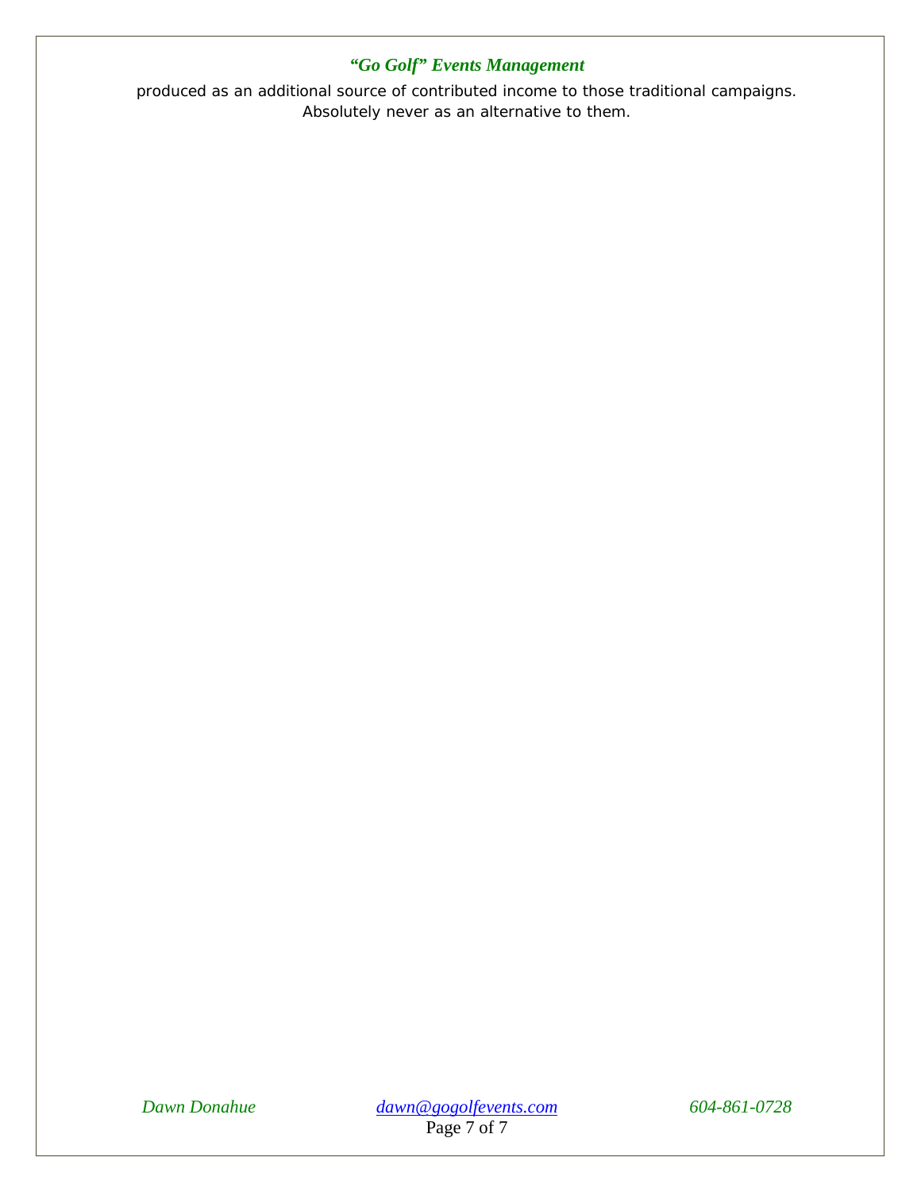produced as an additional source of contributed income to those traditional campaigns. Absolutely never as an alternative to them.